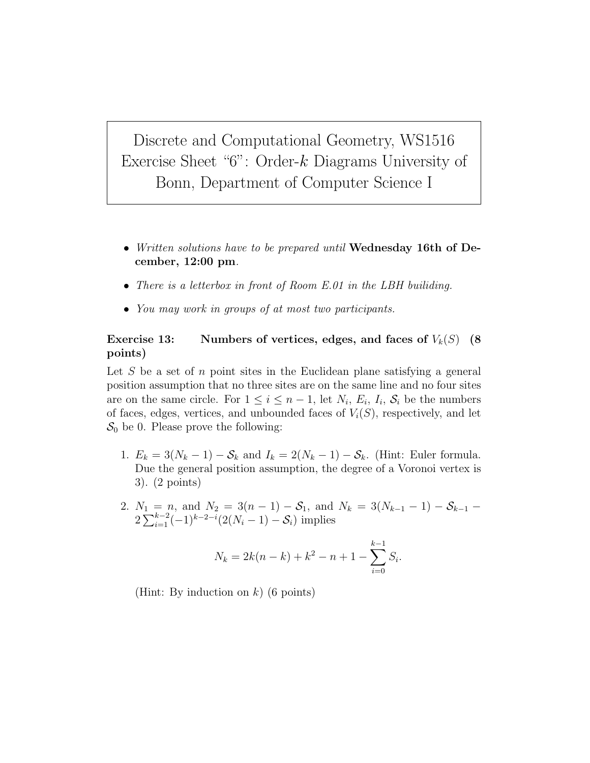Discrete and Computational Geometry, WS1516 Exercise Sheet "6": Order-$k$ Diagrams University of Bonn, Department of Computer Science I

- *Written solutions have to be prepared until* **Wednesday 16th of December, 12:00 pm**.
- *There is a letterbox in front of Room E.01 in the LBH builiding.*
- *You may work in groups of at most two participants.*

**Exercise 13: Numbers of vertices, edges, and faces of $V_k(S)$ (8 points)**

Let $S$ be a set of $n$ point sites in the Euclidean plane satisfying a general position assumption that no three sites are on the same line and no four sites are on the same circle. For $1 \leq i \leq n-1$, let $N_i$, $E_i$, $I_i$, $\mathcal{S}_i$ be the numbers of faces, edges, vertices, and unbounded faces of $V_i(S)$, respectively, and let $\mathcal{S}_0$ be 0. Please prove the following:

1. $E_k = 3(N_k - 1) - \mathcal{S}_k$ and $I_k = 2(N_k - 1) - \mathcal{S}_k$. (Hint: Euler formula. Due the general position assumption, the degree of a Voronoi vertex is 3). (2 points)

2. $N_1 = n$, and $N_2 = 3(n-1) - \mathcal{S}_1$, and $N_k = 3(N_{k-1} - 1) - \mathcal{S}_{k-1} - 2\sum_{i=1}^{k-2}(-1)^{k-2-i}(2(N_i - 1) - \mathcal{S}_i)$ implies

$$N_k = 2k(n-k) + k^2 - n + 1 - \sum_{i=0}^{k-1} S_i.$$

(Hint: By induction on $k$) (6 points)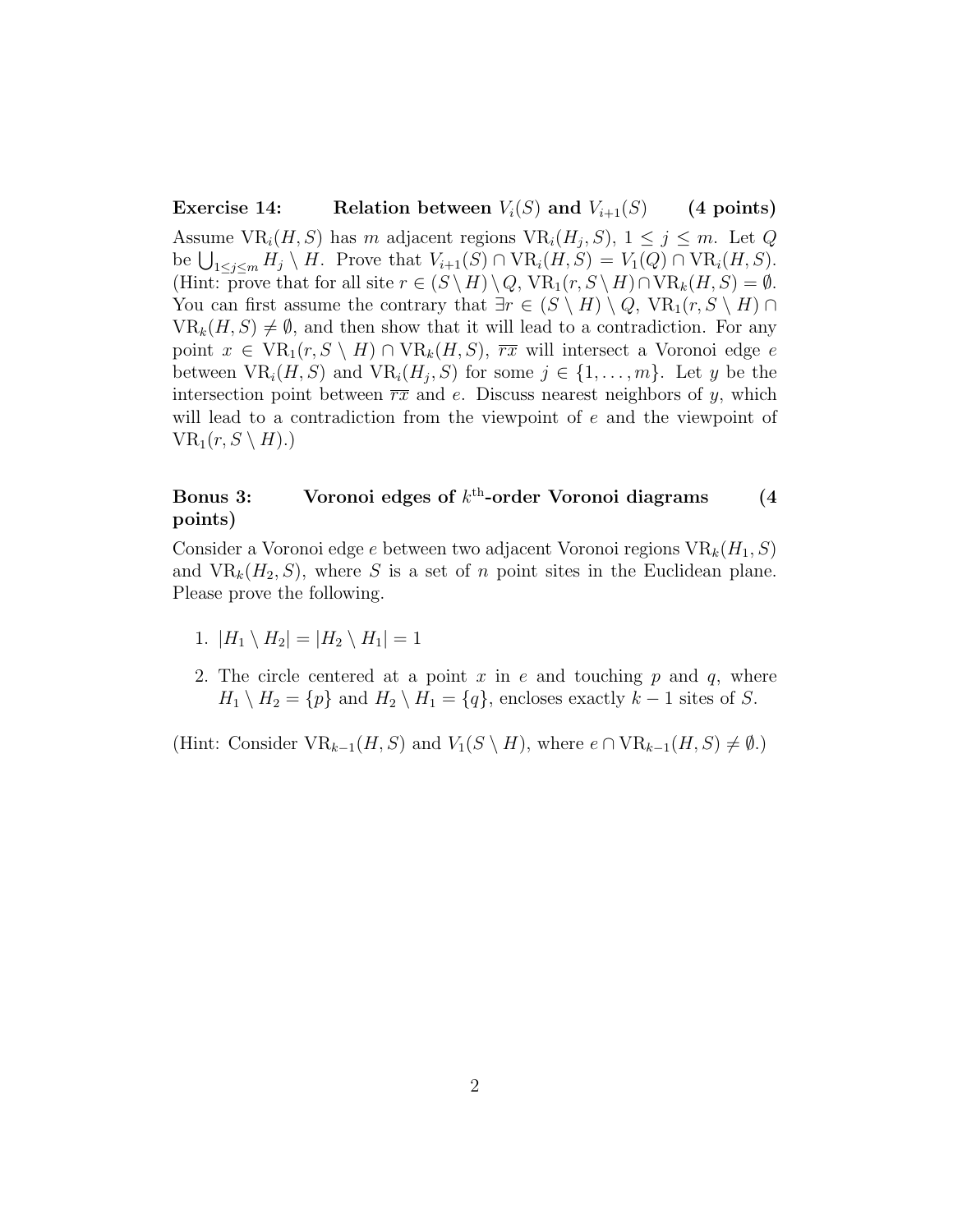**Exercise 14: Relation between $V_i(S)$ and $V_{i+1}(S)$ (4 points)**

Assume $\mathrm{VR}_i(H, S)$ has $m$ adjacent regions $\mathrm{VR}_i(H_j, S)$, $1 \leq j \leq m$. Let $Q$ be $\bigcup_{1 \leq j \leq m} H_j \setminus H$. Prove that $V_{i+1}(S) \cap \mathrm{VR}_i(H, S) = V_1(Q) \cap \mathrm{VR}_i(H, S)$. (Hint: prove that for all site $r \in (S \setminus H) \setminus Q$, $\mathrm{VR}_1(r, S \setminus H) \cap \mathrm{VR}_k(H, S) = \emptyset$. You can first assume the contrary that $\exists r \in (S \setminus H) \setminus Q$, $\mathrm{VR}_1(r, S \setminus H) \cap \mathrm{VR}_k(H, S) \neq \emptyset$, and then show that it will lead to a contradiction. For any point $x \in \mathrm{VR}_1(r, S \setminus H) \cap \mathrm{VR}_k(H, S)$, $\overline{rx}$ will intersect a Voronoi edge $e$ between $\mathrm{VR}_i(H, S)$ and $\mathrm{VR}_i(H_j, S)$ for some $j \in \{1, \ldots, m\}$. Let $y$ be the intersection point between $\overline{rx}$ and $e$. Discuss nearest neighbors of $y$, which will lead to a contradiction from the viewpoint of $e$ and the viewpoint of $\mathrm{VR}_1(r, S \setminus H)$.)

**Bonus 3: Voronoi edges of $k^{\text{th}}$-order Voronoi diagrams (4 points)**

Consider a Voronoi edge $e$ between two adjacent Voronoi regions $\mathrm{VR}_k(H_1, S)$ and $\mathrm{VR}_k(H_2, S)$, where $S$ is a set of $n$ point sites in the Euclidean plane. Please prove the following.

1. $|H_1 \setminus H_2| = |H_2 \setminus H_1| = 1$
2. The circle centered at a point $x$ in $e$ and touching $p$ and $q$, where $H_1 \setminus H_2 = \{p\}$ and $H_2 \setminus H_1 = \{q\}$, encloses exactly $k - 1$ sites of $S$.

(Hint: Consider $\mathrm{VR}_{k-1}(H, S)$ and $V_1(S \setminus H)$, where $e \cap \mathrm{VR}_{k-1}(H, S) \neq \emptyset$.)